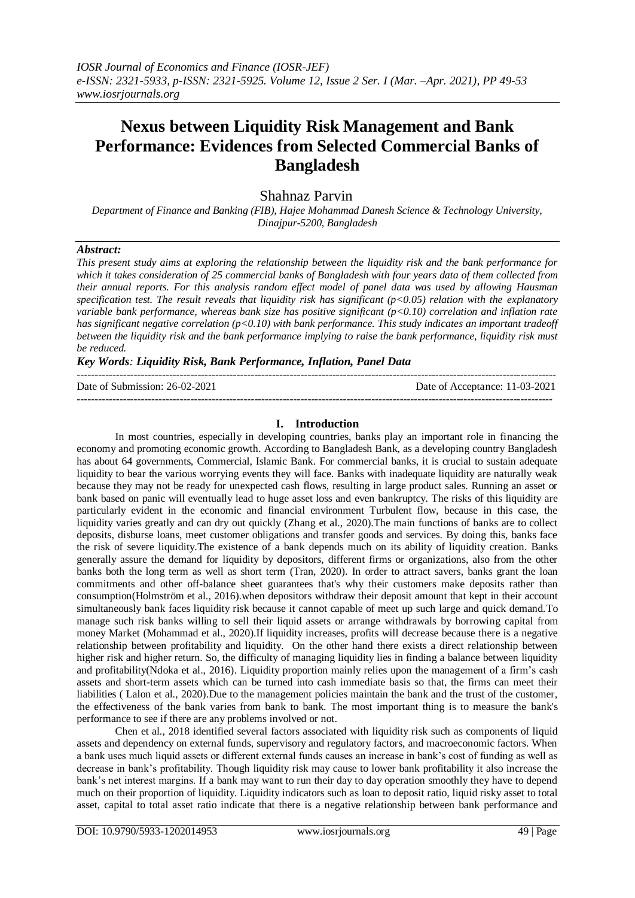# Nexus between Liquidity Risk Management and Bank Performance: Evidences from Selected Commercial Banks of Bangladesh

Shahnaz Parvin

*Department of Finance and Banking (FIB), Hajee Mohammad Danesh Science & Technology University, Dinajpur-5200, Bangladesh*

***Abstract:***

*This present study aims at exploring the relationship between the liquidity risk and the bank performance for which it takes consideration of 25 commercial banks of Bangladesh with four years data of them collected from their annual reports. For this analysis random effect model of panel data was used by allowing Hausman specification test. The result reveals that liquidity risk has significant (p<0.05) relation with the explanatory variable bank performance, whereas bank size has positive significant (p<0.10) correlation and inflation rate has significant negative correlation (p<0.10) with bank performance. This study indicates an important tradeoff between the liquidity risk and the bank performance implying to raise the bank performance, liquidity risk must be reduced.*

***Key Words**: **Liquidity Risk, Bank Performance, Inflation, Panel Data***

---

Date of Submission: 26-02-2021 | Date of Acceptance: 11-03-2021

---

## I. Introduction

In most countries, especially in developing countries, banks play an important role in financing the economy and promoting economic growth. According to Bangladesh Bank, as a developing country Bangladesh has about 64 governments, Commercial, Islamic Bank. For commercial banks, it is crucial to sustain adequate liquidity to bear the various worrying events they will face. Banks with inadequate liquidity are naturally weak because they may not be ready for unexpected cash flows, resulting in large product sales. Running an asset or bank based on panic will eventually lead to huge asset loss and even bankruptcy. The risks of this liquidity are particularly evident in the economic and financial environment Turbulent flow, because in this case, the liquidity varies greatly and can dry out quickly (Zhang et al., 2020).The main functions of banks are to collect deposits, disburse loans, meet customer obligations and transfer goods and services. By doing this, banks face the risk of severe liquidity.The existence of a bank depends much on its ability of liquidity creation. Banks generally assure the demand for liquidity by depositors, different firms or organizations, also from the other banks both the long term as well as short term (Tran, 2020). In order to attract savers, banks grant the loan commitments and other off-balance sheet guarantees that's why their customers make deposits rather than consumption(Holmström et al., 2016).when depositors withdraw their deposit amount that kept in their account simultaneously bank faces liquidity risk because it cannot capable of meet up such large and quick demand.To manage such risk banks willing to sell their liquid assets or arrange withdrawals by borrowing capital from money Market (Mohammad et al., 2020).If liquidity increases, profits will decrease because there is a negative relationship between profitability and liquidity. On the other hand there exists a direct relationship between higher risk and higher return. So, the difficulty of managing liquidity lies in finding a balance between liquidity and profitability(Ndoka et al., 2016). Liquidity proportion mainly relies upon the management of a firm's cash assets and short-term assets which can be turned into cash immediate basis so that, the firms can meet their liabilities ( Lalon et al., 2020).Due to the management policies maintain the bank and the trust of the customer, the effectiveness of the bank varies from bank to bank. The most important thing is to measure the bank's performance to see if there are any problems involved or not.

Chen et al., 2018 identified several factors associated with liquidity risk such as components of liquid assets and dependency on external funds, supervisory and regulatory factors, and macroeconomic factors. When a bank uses much liquid assets or different external funds causes an increase in bank's cost of funding as well as decrease in bank's profitability. Though liquidity risk may cause to lower bank profitability it also increase the bank's net interest margins. If a bank may want to run their day to day operation smoothly they have to depend much on their proportion of liquidity. Liquidity indicators such as loan to deposit ratio, liquid risky asset to total asset, capital to total asset ratio indicate that there is a negative relationship between bank performance and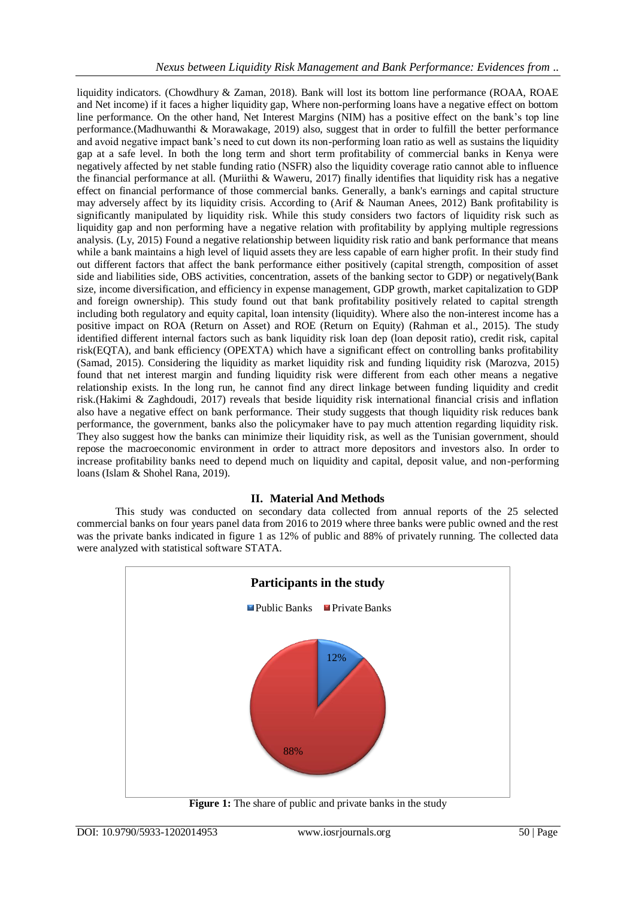liquidity indicators. (Chowdhury & Zaman, 2018). Bank will lost its bottom line performance (ROAA, ROAE and Net income) if it faces a higher liquidity gap, Where non-performing loans have a negative effect on bottom line performance. On the other hand, Net Interest Margins (NIM) has a positive effect on the bank's top line performance.(Madhuwanthi & Morawakage, 2019) also, suggest that in order to fulfill the better performance and avoid negative impact bank's need to cut down its non-performing loan ratio as well as sustains the liquidity gap at a safe level. In both the long term and short term profitability of commercial banks in Kenya were negatively affected by net stable funding ratio (NSFR) also the liquidity coverage ratio cannot able to influence the financial performance at all. (Muriithi & Waweru, 2017) finally identifies that liquidity risk has a negative effect on financial performance of those commercial banks. Generally, a bank's earnings and capital structure may adversely affect by its liquidity crisis. According to (Arif & Nauman Anees, 2012) Bank profitability is significantly manipulated by liquidity risk. While this study considers two factors of liquidity risk such as liquidity gap and non performing have a negative relation with profitability by applying multiple regressions analysis. (Ly, 2015) Found a negative relationship between liquidity risk ratio and bank performance that means while a bank maintains a high level of liquid assets they are less capable of earn higher profit. In their study find out different factors that affect the bank performance either positively (capital strength, composition of asset side and liabilities side, OBS activities, concentration, assets of the banking sector to GDP) or negatively(Bank size, income diversification, and efficiency in expense management, GDP growth, market capitalization to GDP and foreign ownership). This study found out that bank profitability positively related to capital strength including both regulatory and equity capital, loan intensity (liquidity). Where also the non-interest income has a positive impact on ROA (Return on Asset) and ROE (Return on Equity) (Rahman et al., 2015). The study identified different internal factors such as bank liquidity risk loan dep (loan deposit ratio), credit risk, capital risk(EQTA), and bank efficiency (OPEXTA) which have a significant effect on controlling banks profitability (Samad, 2015). Considering the liquidity as market liquidity risk and funding liquidity risk (Marozva, 2015) found that net interest margin and funding liquidity risk were different from each other means a negative relationship exists. In the long run, he cannot find any direct linkage between funding liquidity and credit risk.(Hakimi & Zaghdoudi, 2017) reveals that beside liquidity risk international financial crisis and inflation also have a negative effect on bank performance. Their study suggests that though liquidity risk reduces bank performance, the government, banks also the policymaker have to pay much attention regarding liquidity risk. They also suggest how the banks can minimize their liquidity risk, as well as the Tunisian government, should repose the macroeconomic environment in order to attract more depositors and investors also. In order to increase profitability banks need to depend much on liquidity and capital, deposit value, and non-performing loans (Islam & Shohel Rana, 2019).

## II. Material And Methods

This study was conducted on secondary data collected from annual reports of the 25 selected commercial banks on four years panel data from 2016 to 2019 where three banks were public owned and the rest was the private banks indicated in figure 1 as 12% of public and 88% of privately running. The collected data were analyzed with statistical software STATA.

**Participants in the study**

Public Banks: 12%
Private Banks: 88%

**Figure 1:** The share of public and private banks in the study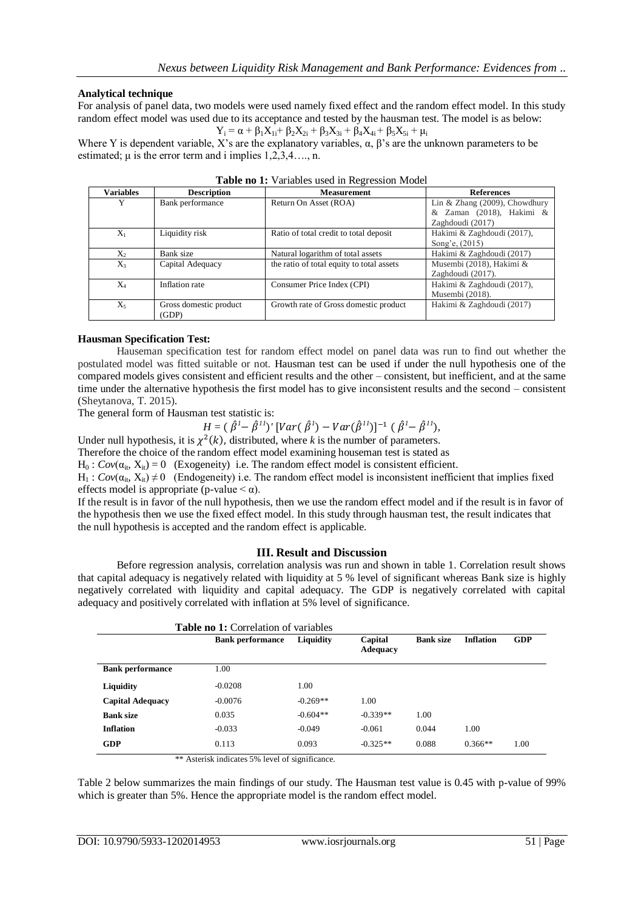### Analytical technique

For analysis of panel data, two models were used namely fixed effect and the random effect model. In this study random effect model was used due to its acceptance and tested by the hausman test. The model is as below:

$$Y_i = \alpha + \beta_1 X_{1i} + \beta_2 X_{2i} + \beta_3 X_{3i} + \beta_4 X_{4i} + \beta_5 X_{5i} + \mu_i$$

Where Y is dependent variable, X's are the explanatory variables, α, β's are the unknown parameters to be estimated; μ is the error term and i implies 1,2,3,4…., n.

**Table no 1:** Variables used in Regression Model

| Variables | Description | Measurement | References |
|---|---|---|---|
| Y | Bank performance | Return On Asset (ROA) | Lin & Zhang (2009), Chowdhury & Zaman (2018), Hakimi & Zaghdoudi (2017) |
| $X_1$ | Liquidity risk | Ratio of total credit to total deposit | Hakimi & Zaghdoudi (2017), Song'e, (2015) |
| $X_2$ | Bank size | Natural logarithm of total assets | Hakimi & Zaghdoudi (2017) |
| $X_3$ | Capital Adequacy | the ratio of total equity to total assets | Musembi (2018), Hakimi & Zaghdoudi (2017). |
| $X_4$ | Inflation rate | Consumer Price Index (CPI) | Hakimi & Zaghdoudi (2017), Musembi (2018). |
| $X_5$ | Gross domestic product (GDP) | Growth rate of Gross domestic product | Hakimi & Zaghdoudi (2017) |

### Hausman Specification Test:

Hauseman specification test for random effect model on panel data was run to find out whether the postulated model was fitted suitable or not. Hausman test can be used if under the null hypothesis one of the compared models gives consistent and efficient results and the other – consistent, but inefficient, and at the same time under the alternative hypothesis the first model has to give inconsistent results and the second – consistent (Sheytanova, T. 2015).

The general form of Hausman test statistic is:

$$H = (\hat{\beta}^{I} - \hat{\beta}^{II})' \, [Var(\hat{\beta}^{I}) - Var(\hat{\beta}^{II})]^{-1} \, (\hat{\beta}^{I} - \hat{\beta}^{II}),$$

Under null hypothesis, it is $\chi^2(k)$, distributed, where $k$ is the number of parameters.

Therefore the choice of the random effect model examining houseman test is stated as

$H_0 : Cov(\alpha_{it}, X_{it}) = 0$ (Exogeneity) i.e. The random effect model is consistent efficient.

$H_1 : Cov(\alpha_{it}, X_{it}) \neq 0$ (Endogeneity) i.e. The random effect model is inconsistent inefficient that implies fixed effects model is appropriate (p-value < α).

If the result is in favor of the null hypothesis, then we use the random effect model and if the result is in favor of the hypothesis then we use the fixed effect model. In this study through hausman test, the result indicates that the null hypothesis is accepted and the random effect is applicable.

## III. Result and Discussion

Before regression analysis, correlation analysis was run and shown in table 1. Correlation result shows that capital adequacy is negatively related with liquidity at 5 % level of significant whereas Bank size is highly negatively correlated with liquidity and capital adequacy. The GDP is negatively correlated with capital adequacy and positively correlated with inflation at 5% level of significance.

**Table no 1:** Correlation of variables

| | Bank performance | Liquidity | Capital Adequacy | Bank size | Inflation | GDP |
|---|---|---|---|---|---|---|
| **Bank performance** | 1.00 | | | | | |
| **Liquidity** | -0.0208 | 1.00 | | | | |
| **Capital Adequacy** | -0.0076 | -0.269** | 1.00 | | | |
| **Bank size** | 0.035 | -0.604** | -0.339** | 1.00 | | |
| **Inflation** | -0.033 | -0.049 | -0.061 | 0.044 | 1.00 | |
| **GDP** | 0.113 | 0.093 | -0.325** | 0.088 | 0.366** | 1.00 |

** Asterisk indicates 5% level of significance.

Table 2 below summarizes the main findings of our study. The Hausman test value is 0.45 with p-value of 99% which is greater than 5%. Hence the appropriate model is the random effect model.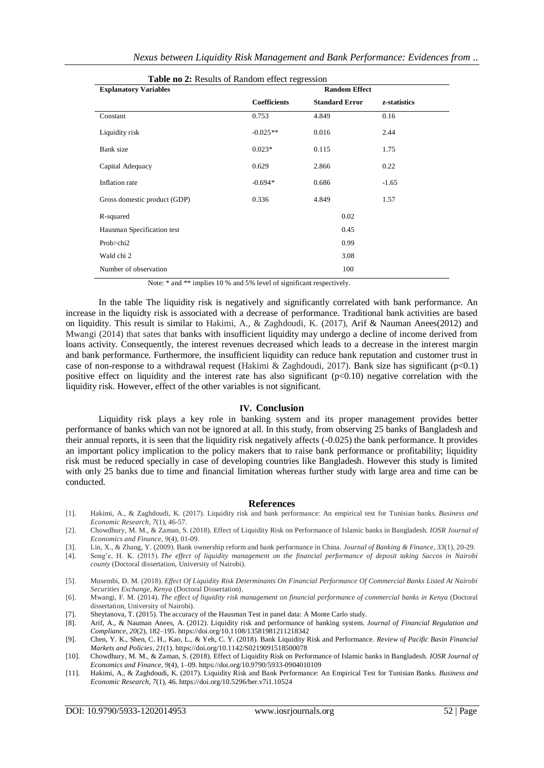**Table no 2:** Results of Random effect regression

| Explanatory Variables | Random Effect | | |
|---|---|---|---|
| | Coefficients | Standard Error | z-statistics |
| Constant | 0.753 | 4.849 | 0.16 |
| Liquidity risk | -0.025** | 0.016 | 2.44 |
| Bank size | 0.023* | 0.115 | 1.75 |
| Capital Adequacy | 0.629 | 2.866 | 0.22 |
| Inflation rate | -0.694* | 0.686 | -1.65 |
| Gross domestic product (GDP) | 0.336 | 4.849 | 1.57 |
| R-squared | | 0.02 | |
| Hausman Specification test | | 0.45 | |
| Prob>chi2 | | 0.99 | |
| Wald chi 2 | | 3.08 | |
| Number of observation | | 100 | |

Note: * and ** implies 10 % and 5% level of significant respectively.

In the table The liquidity risk is negatively and significantly correlated with bank performance. An increase in the liquidty risk is associated with a decrease of performance. Traditional bank activities are based on liquidity. This result is similar to Hakimi, A., & Zaghdoudi, K. (2017), Arif & Nauman Anees(2012) and Mwangi (2014) that sates that banks with insufficient liquidity may undergo a decline of income derived from loans activity. Consequently, the interest revenues decreased which leads to a decrease in the interest margin and bank performance. Furthermore, the insufficient liquidity can reduce bank reputation and customer trust in case of non-response to a withdrawal request (Hakimi & Zaghdoudi, 2017). Bank size has significant ($p<0.1$) positive effect on liquidity and the interest rate has also significant ($p<0.10$) negative correlation with the liquidity risk. However, effect of the other variables is not significant.

## IV. Conclusion

Liquidity risk plays a key role in banking system and its proper management provides better performance of banks which van not be ignored at all. In this study, from observing 25 banks of Bangladesh and their annual reports, it is seen that the liquidity risk negatively affects (-0.025) the bank performance. It provides an important policy implication to the policy makers that to raise bank performance or profitability; liquidity risk must be reduced specially in case of developing countries like Bangladesh. However this study is limited with only 25 banks due to time and financial limitation whereas further study with large area and time can be conducted.

## References

[1]. Hakimi, A., & Zaghdoudi, K. (2017). Liquidity risk and bank performance: An empirical test for Tunisian banks. *Business and Economic Research*, *7*(1), 46-57.

[2]. Chowdhury, M. M., & Zaman, S. (2018). Effect of Liquidity Risk on Performance of Islamic banks in Bangladesh. *IOSR Journal of Economics and Finance*, *9*(4), 01-09.

[3]. Lin, X., & Zhang, Y. (2009). Bank ownership reform and bank performance in China. *Journal of Banking & Finance*, *33*(1), 20-29.

[4]. Song'e, H. K. (2015). *The effect of liquidity management on the financial performance of deposit taking Saccos in Nairobi county* (Doctoral dissertation, University of Nairobi).

[5]. Musembi, D. M. (2018). *Effect Of Liquidity Risk Determinants On Financial Performance Of Commercial Banks Listed At Nairobi Securities Exchange, Kenya* (Doctoral Dissertation).

[6]. Mwangi, F. M. (2014). *The effect of liquidity risk management on financial performance of commercial banks in Kenya* (Doctoral dissertation, University of Nairobi).

[7]. Sheytanova, T. (2015). The accuracy of the Hausman Test in panel data: A Monte Carlo study.

[8]. Arif, A., & Nauman Anees, A. (2012). Liquidity risk and performance of banking system. *Journal of Financial Regulation and Compliance*, *20*(2), 182–195. https://doi.org/10.1108/13581981211218342

[9]. Chen, Y. K., Shen, C. H., Kao, L., & Yeh, C. Y. (2018). Bank Liquidity Risk and Performance. *Review of Pacific Basin Financial Markets and Policies*, *21*(1). https://doi.org/10.1142/S0219091518500078

[10]. Chowdhury, M. M., & Zaman, S. (2018). Effect of Liquidity Risk on Performance of Islamic banks in Bangladesh. *IOSR Journal of Economics and Finance*, *9*(4), 1–09. https://doi.org/10.9790/5933-0904010109

[11]. Hakimi, A., & Zaghdoudi, K. (2017). Liquidity Risk and Bank Performance: An Empirical Test for Tunisian Banks. *Business and Economic Research*, *7*(1), 46. https://doi.org/10.5296/ber.v7i1.10524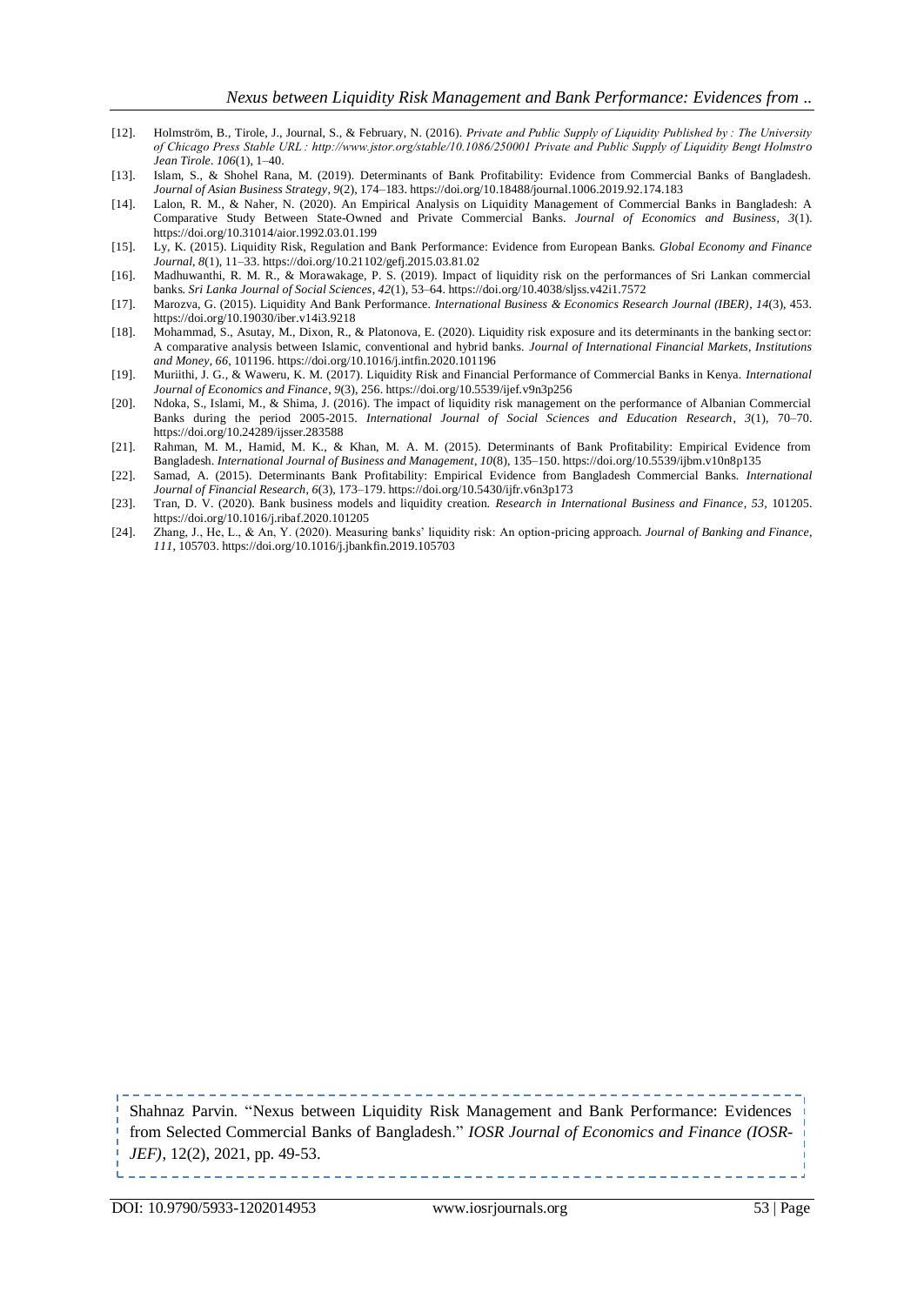[12]. Holmström, B., Tirole, J., Journal, S., & February, N. (2016). *Private and Public Supply of Liquidity Published by : The University of Chicago Press Stable URL : http://www.jstor.org/stable/10.1086/250001 Private and Public Supply of Liquidity Bengt Holmstro Jean Tirole*. *106*(1), 1–40.

[13]. Islam, S., & Shohel Rana, M. (2019). Determinants of Bank Profitability: Evidence from Commercial Banks of Bangladesh. *Journal of Asian Business Strategy*, *9*(2), 174–183. https://doi.org/10.18488/journal.1006.2019.92.174.183

[14]. Lalon, R. M., & Naher, N. (2020). An Empirical Analysis on Liquidity Management of Commercial Banks in Bangladesh: A Comparative Study Between State-Owned and Private Commercial Banks. *Journal of Economics and Business*, *3*(1). https://doi.org/10.31014/aior.1992.03.01.199

[15]. Ly, K. (2015). Liquidity Risk, Regulation and Bank Performance: Evidence from European Banks. *Global Economy and Finance Journal*, *8*(1), 11–33. https://doi.org/10.21102/gefj.2015.03.81.02

[16]. Madhuwanthi, R. M. R., & Morawakage, P. S. (2019). Impact of liquidity risk on the performances of Sri Lankan commercial banks. *Sri Lanka Journal of Social Sciences*, *42*(1), 53–64. https://doi.org/10.4038/sljss.v42i1.7572

[17]. Marozva, G. (2015). Liquidity And Bank Performance. *International Business & Economics Research Journal (IBER)*, *14*(3), 453. https://doi.org/10.19030/iber.v14i3.9218

[18]. Mohammad, S., Asutay, M., Dixon, R., & Platonova, E. (2020). Liquidity risk exposure and its determinants in the banking sector: A comparative analysis between Islamic, conventional and hybrid banks. *Journal of International Financial Markets, Institutions and Money*, *66*, 101196. https://doi.org/10.1016/j.intfin.2020.101196

[19]. Muriithi, J. G., & Waweru, K. M. (2017). Liquidity Risk and Financial Performance of Commercial Banks in Kenya. *International Journal of Economics and Finance*, *9*(3), 256. https://doi.org/10.5539/ijef.v9n3p256

[20]. Ndoka, S., Islami, M., & Shima, J. (2016). The impact of liquidity risk management on the performance of Albanian Commercial Banks during the period 2005-2015. *International Journal of Social Sciences and Education Research*, *3*(1), 70–70. https://doi.org/10.24289/ijsser.283588

[21]. Rahman, M. M., Hamid, M. K., & Khan, M. A. M. (2015). Determinants of Bank Profitability: Empirical Evidence from Bangladesh. *International Journal of Business and Management*, *10*(8), 135–150. https://doi.org/10.5539/ijbm.v10n8p135

[22]. Samad, A. (2015). Determinants Bank Profitability: Empirical Evidence from Bangladesh Commercial Banks. *International Journal of Financial Research*, *6*(3), 173–179. https://doi.org/10.5430/ijfr.v6n3p173

[23]. Tran, D. V. (2020). Bank business models and liquidity creation. *Research in International Business and Finance*, *53*, 101205. https://doi.org/10.1016/j.ribaf.2020.101205

[24]. Zhang, J., He, L., & An, Y. (2020). Measuring banks' liquidity risk: An option-pricing approach. *Journal of Banking and Finance*, *111*, 105703. https://doi.org/10.1016/j.jbankfin.2019.105703

Shahnaz Parvin. "Nexus between Liquidity Risk Management and Bank Performance: Evidences from Selected Commercial Banks of Bangladesh." *IOSR Journal of Economics and Finance (IOSR-JEF)*, 12(2), 2021, pp. 49-53.